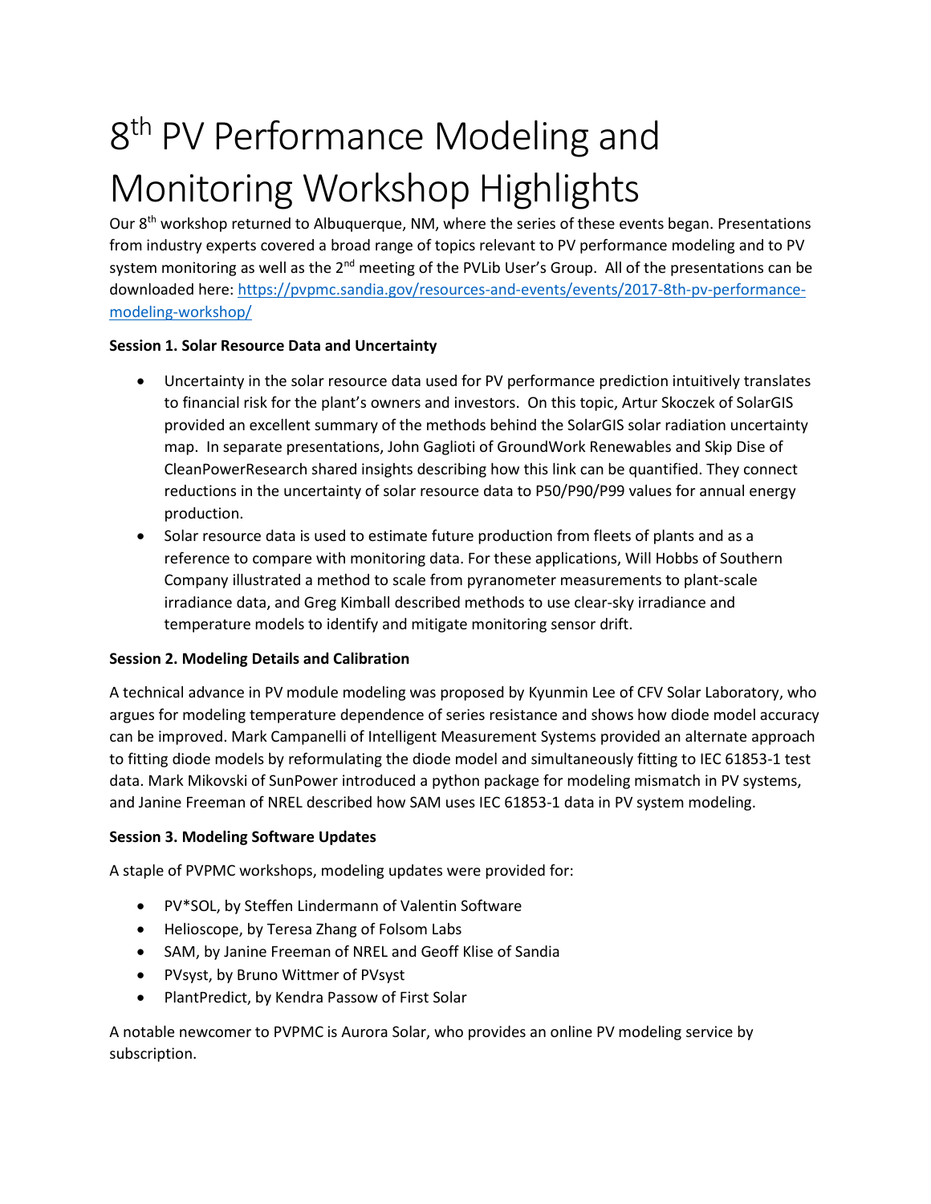# 8th PV Performance Modeling and Monitoring Workshop Highlights

Our 8th workshop returned to Albuquerque, NM, where the series of these events began. Presentations from industry experts covered a broad range of topics relevant to PV performance modeling and to PV system monitoring as well as the 2nd meeting of the PVLib User's Group. All of the presentations can be downloaded here: [https://pvpmc.sandia.gov/resources-and-events/events/2017-8th-pv-performance-modeling-workshop/](https://pvpmc.sandia.gov/resources-and-events/events/2017-8th-pv-performance-modeling-workshop/)

**Session 1. Solar Resource Data and Uncertainty**

- Uncertainty in the solar resource data used for PV performance prediction intuitively translates to financial risk for the plant's owners and investors. On this topic, Artur Skoczek of SolarGIS provided an excellent summary of the methods behind the SolarGIS solar radiation uncertainty map. In separate presentations, John Gaglioti of GroundWork Renewables and Skip Dise of CleanPowerResearch shared insights describing how this link can be quantified. They connect reductions in the uncertainty of solar resource data to P50/P90/P99 values for annual energy production.
- Solar resource data is used to estimate future production from fleets of plants and as a reference to compare with monitoring data. For these applications, Will Hobbs of Southern Company illustrated a method to scale from pyranometer measurements to plant-scale irradiance data, and Greg Kimball described methods to use clear-sky irradiance and temperature models to identify and mitigate monitoring sensor drift.

**Session 2. Modeling Details and Calibration**

A technical advance in PV module modeling was proposed by Kyunmin Lee of CFV Solar Laboratory, who argues for modeling temperature dependence of series resistance and shows how diode model accuracy can be improved. Mark Campanelli of Intelligent Measurement Systems provided an alternate approach to fitting diode models by reformulating the diode model and simultaneously fitting to IEC 61853-1 test data. Mark Mikovski of SunPower introduced a python package for modeling mismatch in PV systems, and Janine Freeman of NREL described how SAM uses IEC 61853-1 data in PV system modeling.

**Session 3. Modeling Software Updates**

A staple of PVPMC workshops, modeling updates were provided for:

- PV*SOL, by Steffen Lindermann of Valentin Software
- Helioscope, by Teresa Zhang of Folsom Labs
- SAM, by Janine Freeman of NREL and Geoff Klise of Sandia
- PVsyst, by Bruno Wittmer of PVsyst
- PlantPredict, by Kendra Passow of First Solar

A notable newcomer to PVPMC is Aurora Solar, who provides an online PV modeling service by subscription.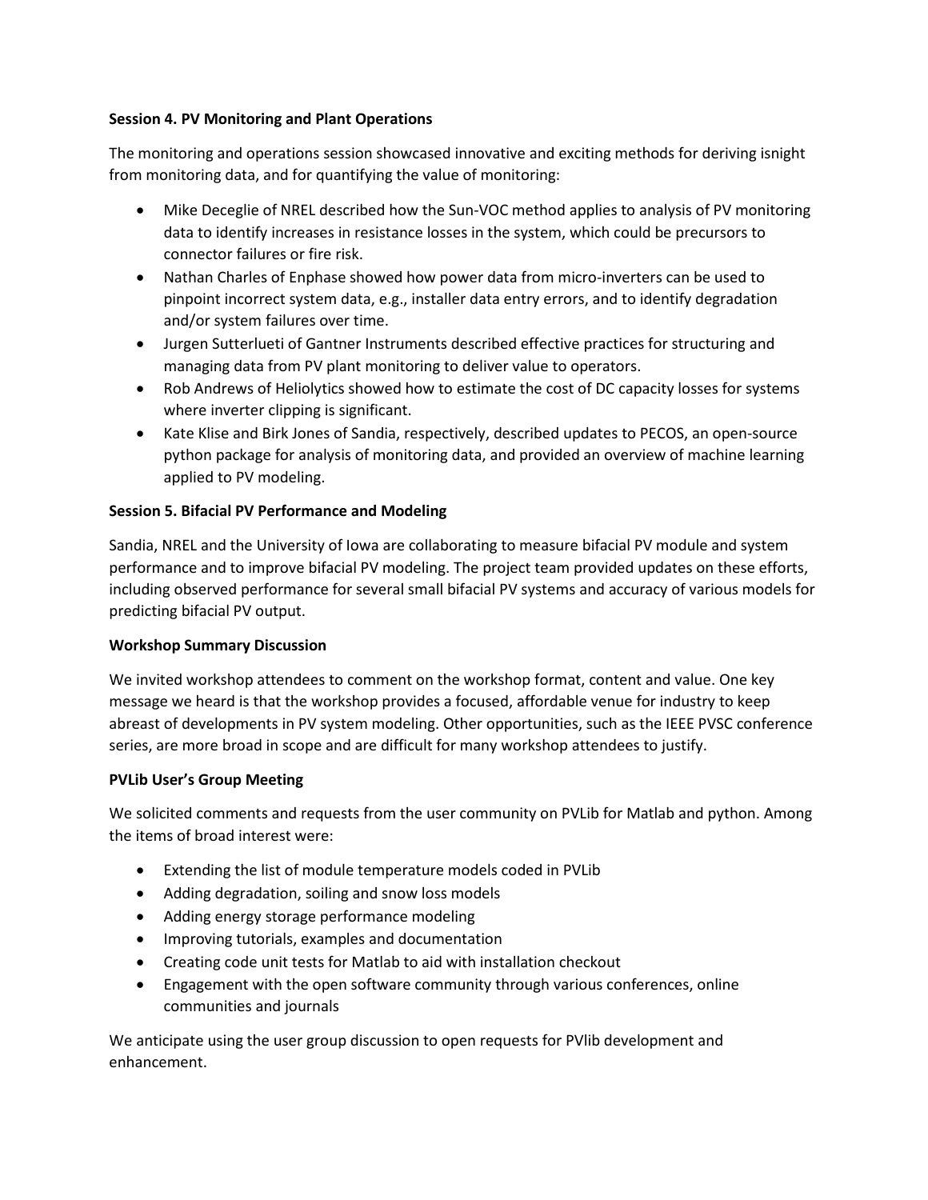**Session 4. PV Monitoring and Plant Operations**

The monitoring and operations session showcased innovative and exciting methods for deriving isnight from monitoring data, and for quantifying the value of monitoring:

- Mike Deceglie of NREL described how the Sun-VOC method applies to analysis of PV monitoring data to identify increases in resistance losses in the system, which could be precursors to connector failures or fire risk.
- Nathan Charles of Enphase showed how power data from micro-inverters can be used to pinpoint incorrect system data, e.g., installer data entry errors, and to identify degradation and/or system failures over time.
- Jurgen Sutterlueti of Gantner Instruments described effective practices for structuring and managing data from PV plant monitoring to deliver value to operators.
- Rob Andrews of Heliolytics showed how to estimate the cost of DC capacity losses for systems where inverter clipping is significant.
- Kate Klise and Birk Jones of Sandia, respectively, described updates to PECOS, an open-source python package for analysis of monitoring data, and provided an overview of machine learning applied to PV modeling.

**Session 5. Bifacial PV Performance and Modeling**

Sandia, NREL and the University of Iowa are collaborating to measure bifacial PV module and system performance and to improve bifacial PV modeling. The project team provided updates on these efforts, including observed performance for several small bifacial PV systems and accuracy of various models for predicting bifacial PV output.

**Workshop Summary Discussion**

We invited workshop attendees to comment on the workshop format, content and value. One key message we heard is that the workshop provides a focused, affordable venue for industry to keep abreast of developments in PV system modeling. Other opportunities, such as the IEEE PVSC conference series, are more broad in scope and are difficult for many workshop attendees to justify.

**PVLib User's Group Meeting**

We solicited comments and requests from the user community on PVLib for Matlab and python. Among the items of broad interest were:

- Extending the list of module temperature models coded in PVLib
- Adding degradation, soiling and snow loss models
- Adding energy storage performance modeling
- Improving tutorials, examples and documentation
- Creating code unit tests for Matlab to aid with installation checkout
- Engagement with the open software community through various conferences, online communities and journals

We anticipate using the user group discussion to open requests for PVlib development and enhancement.